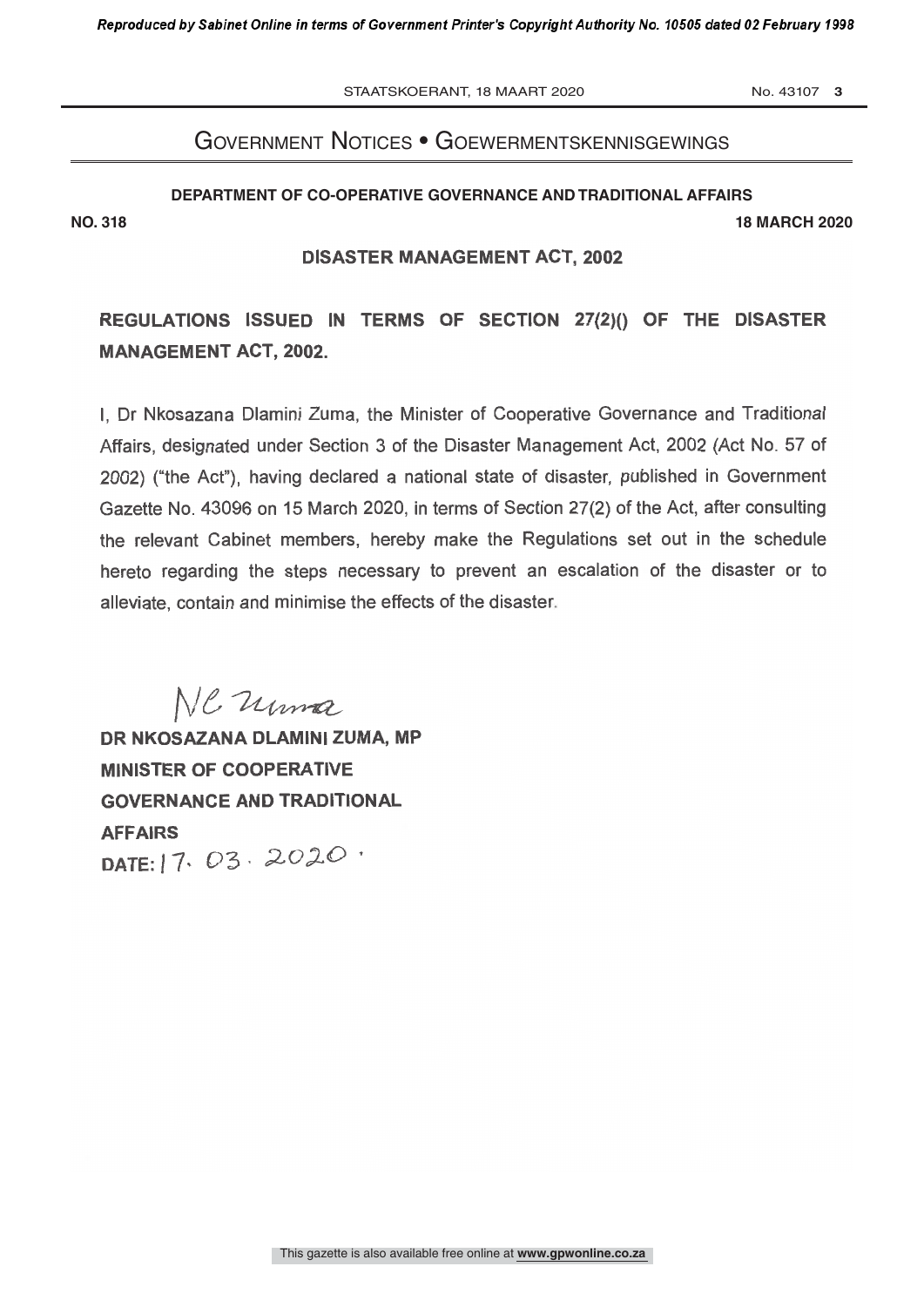## Government Notices • Goewermentskennisgewings

**DEPARTMENT OF CO-OPERATIVE GOVERNANCE AND TRADITIONAL AFFAIRS**

**NO. 318** **18 MARCH 2020**

**DISASTER MANAGEMENT ACT, 2002**

# REGULATIONS ISSUED IN TERMS OF SECTION 27(2)() OF THE DISASTER MANAGEMENT ACT, 2002.

I, Dr Nkosazana Dlamini Zuma, the Minister of Cooperative Governance and Traditional Affairs, designated under Section 3 of the Disaster Management Act, 2002 (Act No. 57 of 2002) ("the Act"), having declared a national state of disaster, published in Government Gazette No. 43096 on 15 March 2020, in terms of Section 27(2) of the Act, after consulting the relevant Cabinet members, hereby make the Regulations set out in the schedule hereto regarding the steps necessary to prevent an escalation of the disaster or to alleviate, contain and minimise the effects of the disaster.

NC Zuma

**DR NKOSAZANA DLAMINI ZUMA, MP**
**MINISTER OF COOPERATIVE GOVERNANCE AND TRADITIONAL AFFAIRS**
**DATE:** 17. 03. 2020.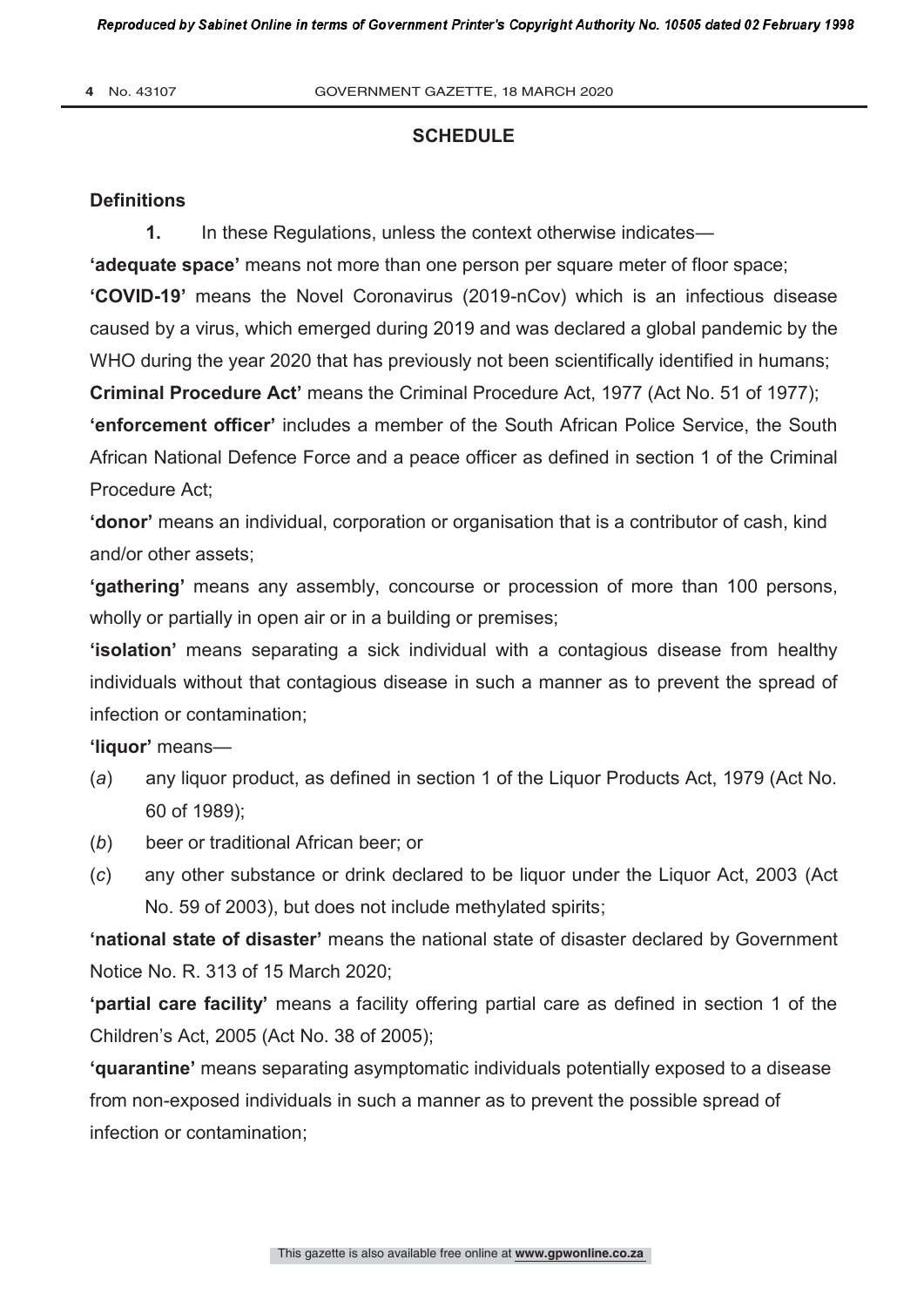## SCHEDULE

### Definitions

**1.** In these Regulations, unless the context otherwise indicates—

**'adequate space'** means not more than one person per square meter of floor space;

**'COVID-19'** means the Novel Coronavirus (2019-nCov) which is an infectious disease caused by a virus, which emerged during 2019 and was declared a global pandemic by the WHO during the year 2020 that has previously not been scientifically identified in humans;

**Criminal Procedure Act'** means the Criminal Procedure Act, 1977 (Act No. 51 of 1977);

**'enforcement officer'** includes a member of the South African Police Service, the South African National Defence Force and a peace officer as defined in section 1 of the Criminal Procedure Act;

**'donor'** means an individual, corporation or organisation that is a contributor of cash, kind and/or other assets;

**'gathering'** means any assembly, concourse or procession of more than 100 persons, wholly or partially in open air or in a building or premises;

**'isolation'** means separating a sick individual with a contagious disease from healthy individuals without that contagious disease in such a manner as to prevent the spread of infection or contamination;

**'liquor'** means—

(*a*) any liquor product, as defined in section 1 of the Liquor Products Act, 1979 (Act No. 60 of 1989);

(*b*) beer or traditional African beer; or

(*c*) any other substance or drink declared to be liquor under the Liquor Act, 2003 (Act No. 59 of 2003), but does not include methylated spirits;

**'national state of disaster'** means the national state of disaster declared by Government Notice No. R. 313 of 15 March 2020;

**'partial care facility'** means a facility offering partial care as defined in section 1 of the Children's Act, 2005 (Act No. 38 of 2005);

**'quarantine'** means separating asymptomatic individuals potentially exposed to a disease from non-exposed individuals in such a manner as to prevent the possible spread of infection or contamination;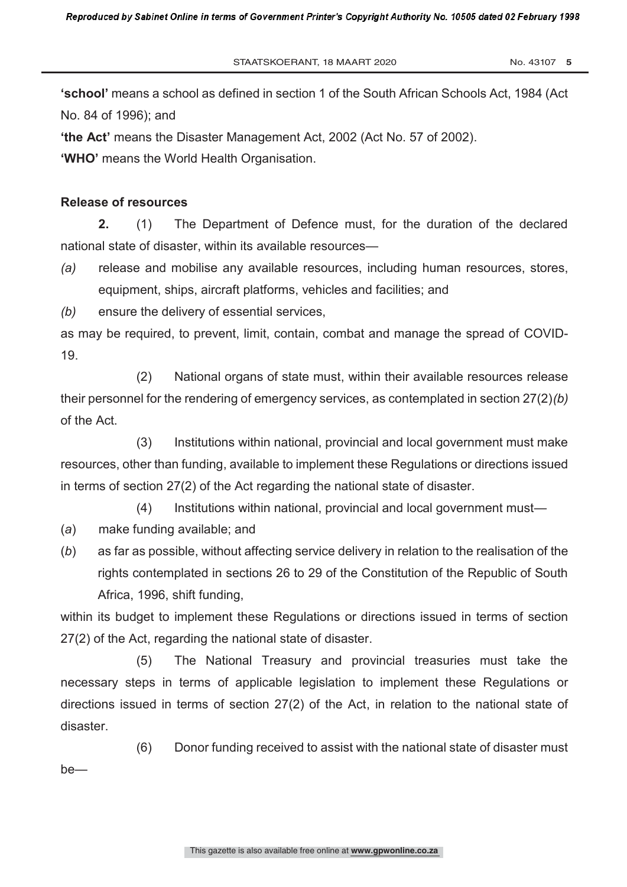**'school'** means a school as defined in section 1 of the South African Schools Act, 1984 (Act No. 84 of 1996); and

**'the Act'** means the Disaster Management Act, 2002 (Act No. 57 of 2002).

**'WHO'** means the World Health Organisation.

**Release of resources**

**2.** (1) The Department of Defence must, for the duration of the declared national state of disaster, within its available resources—

*(a)* release and mobilise any available resources, including human resources, stores, equipment, ships, aircraft platforms, vehicles and facilities; and

*(b)* ensure the delivery of essential services,

as may be required, to prevent, limit, contain, combat and manage the spread of COVID-19.

(2) National organs of state must, within their available resources release their personnel for the rendering of emergency services, as contemplated in section 27(2)*(b)* of the Act.

(3) Institutions within national, provincial and local government must make resources, other than funding, available to implement these Regulations or directions issued in terms of section 27(2) of the Act regarding the national state of disaster.

(4) Institutions within national, provincial and local government must—

(*a*) make funding available; and

(*b*) as far as possible, without affecting service delivery in relation to the realisation of the rights contemplated in sections 26 to 29 of the Constitution of the Republic of South Africa, 1996, shift funding,

within its budget to implement these Regulations or directions issued in terms of section 27(2) of the Act, regarding the national state of disaster.

(5) The National Treasury and provincial treasuries must take the necessary steps in terms of applicable legislation to implement these Regulations or directions issued in terms of section 27(2) of the Act, in relation to the national state of disaster.

(6) Donor funding received to assist with the national state of disaster must be—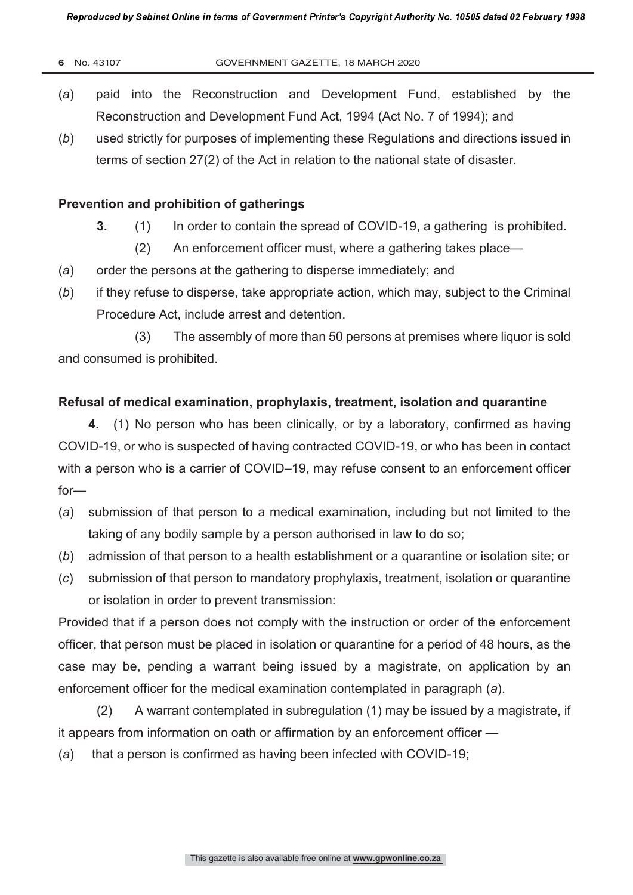(*a*) paid into the Reconstruction and Development Fund, established by the Reconstruction and Development Fund Act, 1994 (Act No. 7 of 1994); and

(*b*) used strictly for purposes of implementing these Regulations and directions issued in terms of section 27(2) of the Act in relation to the national state of disaster.

**Prevention and prohibition of gatherings**

**3.** (1) In order to contain the spread of COVID-19, a gathering is prohibited.

(2) An enforcement officer must, where a gathering takes place—

(*a*) order the persons at the gathering to disperse immediately; and

(*b*) if they refuse to disperse, take appropriate action, which may, subject to the Criminal Procedure Act, include arrest and detention.

(3) The assembly of more than 50 persons at premises where liquor is sold and consumed is prohibited.

**Refusal of medical examination, prophylaxis, treatment, isolation and quarantine**

**4.** (1) No person who has been clinically, or by a laboratory, confirmed as having COVID-19, or who is suspected of having contracted COVID-19, or who has been in contact with a person who is a carrier of COVID–19, may refuse consent to an enforcement officer for—

(*a*) submission of that person to a medical examination, including but not limited to the taking of any bodily sample by a person authorised in law to do so;

(*b*) admission of that person to a health establishment or a quarantine or isolation site; or

(*c*) submission of that person to mandatory prophylaxis, treatment, isolation or quarantine or isolation in order to prevent transmission:

Provided that if a person does not comply with the instruction or order of the enforcement officer, that person must be placed in isolation or quarantine for a period of 48 hours, as the case may be, pending a warrant being issued by a magistrate, on application by an enforcement officer for the medical examination contemplated in paragraph (*a*).

(2) A warrant contemplated in subregulation (1) may be issued by a magistrate, if it appears from information on oath or affirmation by an enforcement officer —

(*a*) that a person is confirmed as having been infected with COVID-19;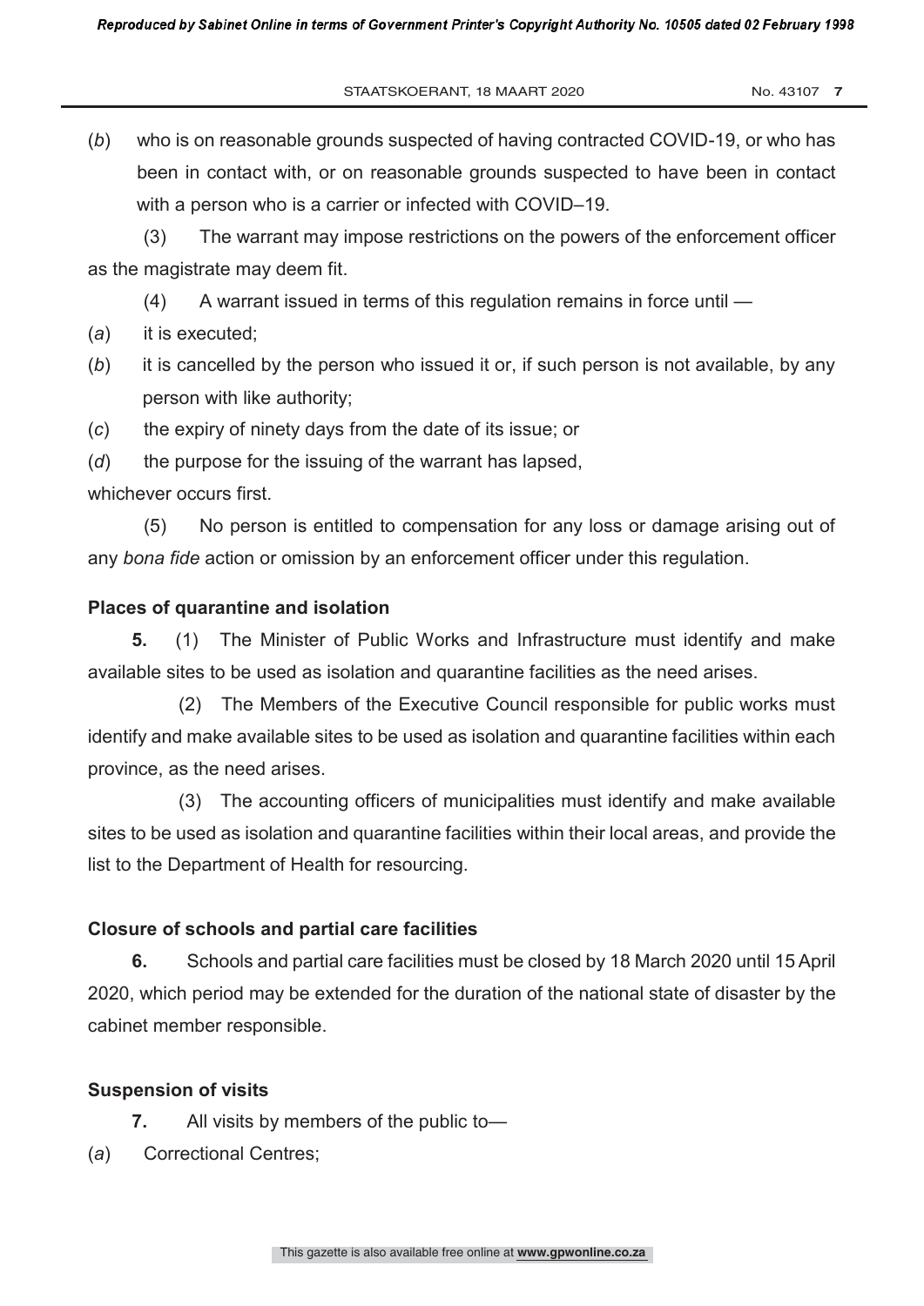(*b*) who is on reasonable grounds suspected of having contracted COVID-19, or who has been in contact with, or on reasonable grounds suspected to have been in contact with a person who is a carrier or infected with COVID–19.

(3) The warrant may impose restrictions on the powers of the enforcement officer as the magistrate may deem fit.

(4) A warrant issued in terms of this regulation remains in force until —

(*a*) it is executed;

(*b*) it is cancelled by the person who issued it or, if such person is not available, by any person with like authority;

(*c*) the expiry of ninety days from the date of its issue; or

(*d*) the purpose for the issuing of the warrant has lapsed,

whichever occurs first.

(5) No person is entitled to compensation for any loss or damage arising out of any *bona fide* action or omission by an enforcement officer under this regulation.

**Places of quarantine and isolation**

**5.** (1) The Minister of Public Works and Infrastructure must identify and make available sites to be used as isolation and quarantine facilities as the need arises.

(2) The Members of the Executive Council responsible for public works must identify and make available sites to be used as isolation and quarantine facilities within each province, as the need arises.

(3) The accounting officers of municipalities must identify and make available sites to be used as isolation and quarantine facilities within their local areas, and provide the list to the Department of Health for resourcing.

**Closure of schools and partial care facilities**

**6.** Schools and partial care facilities must be closed by 18 March 2020 until 15 April 2020, which period may be extended for the duration of the national state of disaster by the cabinet member responsible.

**Suspension of visits**

**7.** All visits by members of the public to—

(*a*) Correctional Centres;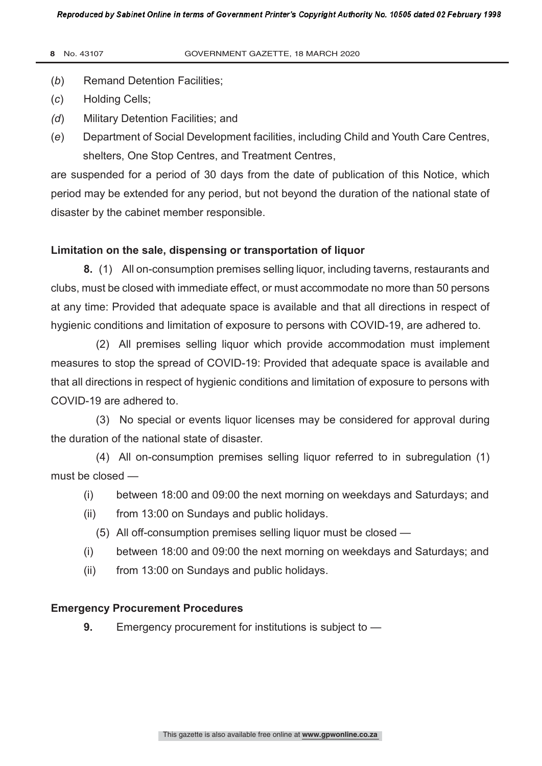(*b*) Remand Detention Facilities;

(*c*) Holding Cells;

*(d*) Military Detention Facilities; and

(*e*) Department of Social Development facilities, including Child and Youth Care Centres, shelters, One Stop Centres, and Treatment Centres,

are suspended for a period of 30 days from the date of publication of this Notice, which period may be extended for any period, but not beyond the duration of the national state of disaster by the cabinet member responsible.

**Limitation on the sale, dispensing or transportation of liquor**

**8.** (1) All on-consumption premises selling liquor, including taverns, restaurants and clubs, must be closed with immediate effect, or must accommodate no more than 50 persons at any time: Provided that adequate space is available and that all directions in respect of hygienic conditions and limitation of exposure to persons with COVID-19, are adhered to.

(2) All premises selling liquor which provide accommodation must implement measures to stop the spread of COVID-19: Provided that adequate space is available and that all directions in respect of hygienic conditions and limitation of exposure to persons with COVID-19 are adhered to.

(3) No special or events liquor licenses may be considered for approval during the duration of the national state of disaster.

(4) All on-consumption premises selling liquor referred to in subregulation (1) must be closed —

(i) between 18:00 and 09:00 the next morning on weekdays and Saturdays; and

(ii) from 13:00 on Sundays and public holidays.

(5) All off-consumption premises selling liquor must be closed —

(i) between 18:00 and 09:00 the next morning on weekdays and Saturdays; and

(ii) from 13:00 on Sundays and public holidays.

**Emergency Procurement Procedures**

**9.** Emergency procurement for institutions is subject to —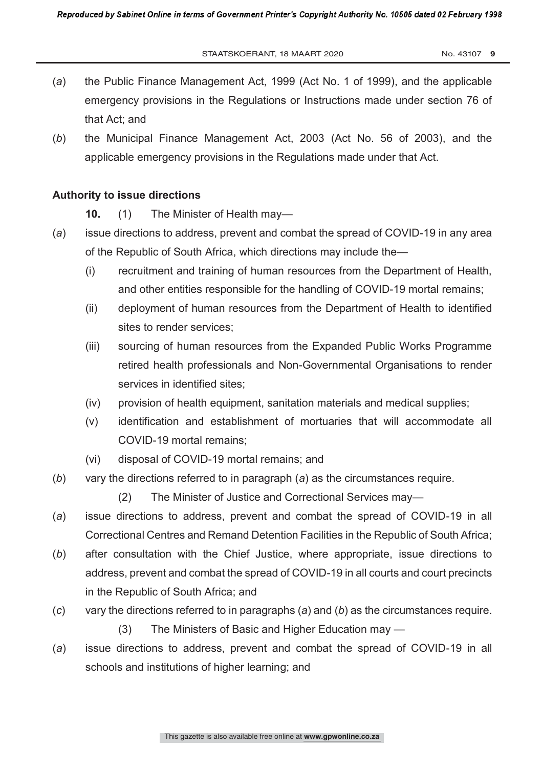(*a*) the Public Finance Management Act, 1999 (Act No. 1 of 1999), and the applicable emergency provisions in the Regulations or Instructions made under section 76 of that Act; and

(*b*) the Municipal Finance Management Act, 2003 (Act No. 56 of 2003), and the applicable emergency provisions in the Regulations made under that Act.

**Authority to issue directions**

**10.** (1) The Minister of Health may—

(*a*) issue directions to address, prevent and combat the spread of COVID-19 in any area of the Republic of South Africa, which directions may include the—

(i) recruitment and training of human resources from the Department of Health, and other entities responsible for the handling of COVID-19 mortal remains;

(ii) deployment of human resources from the Department of Health to identified sites to render services;

(iii) sourcing of human resources from the Expanded Public Works Programme retired health professionals and Non-Governmental Organisations to render services in identified sites;

(iv) provision of health equipment, sanitation materials and medical supplies;

(v) identification and establishment of mortuaries that will accommodate all COVID-19 mortal remains;

(vi) disposal of COVID-19 mortal remains; and

(*b*) vary the directions referred to in paragraph (*a*) as the circumstances require.

(2) The Minister of Justice and Correctional Services may—

(*a*) issue directions to address, prevent and combat the spread of COVID-19 in all Correctional Centres and Remand Detention Facilities in the Republic of South Africa;

(*b*) after consultation with the Chief Justice, where appropriate, issue directions to address, prevent and combat the spread of COVID-19 in all courts and court precincts in the Republic of South Africa; and

(*c*) vary the directions referred to in paragraphs (*a*) and (*b*) as the circumstances require.

(3) The Ministers of Basic and Higher Education may —

(*a*) issue directions to address, prevent and combat the spread of COVID-19 in all schools and institutions of higher learning; and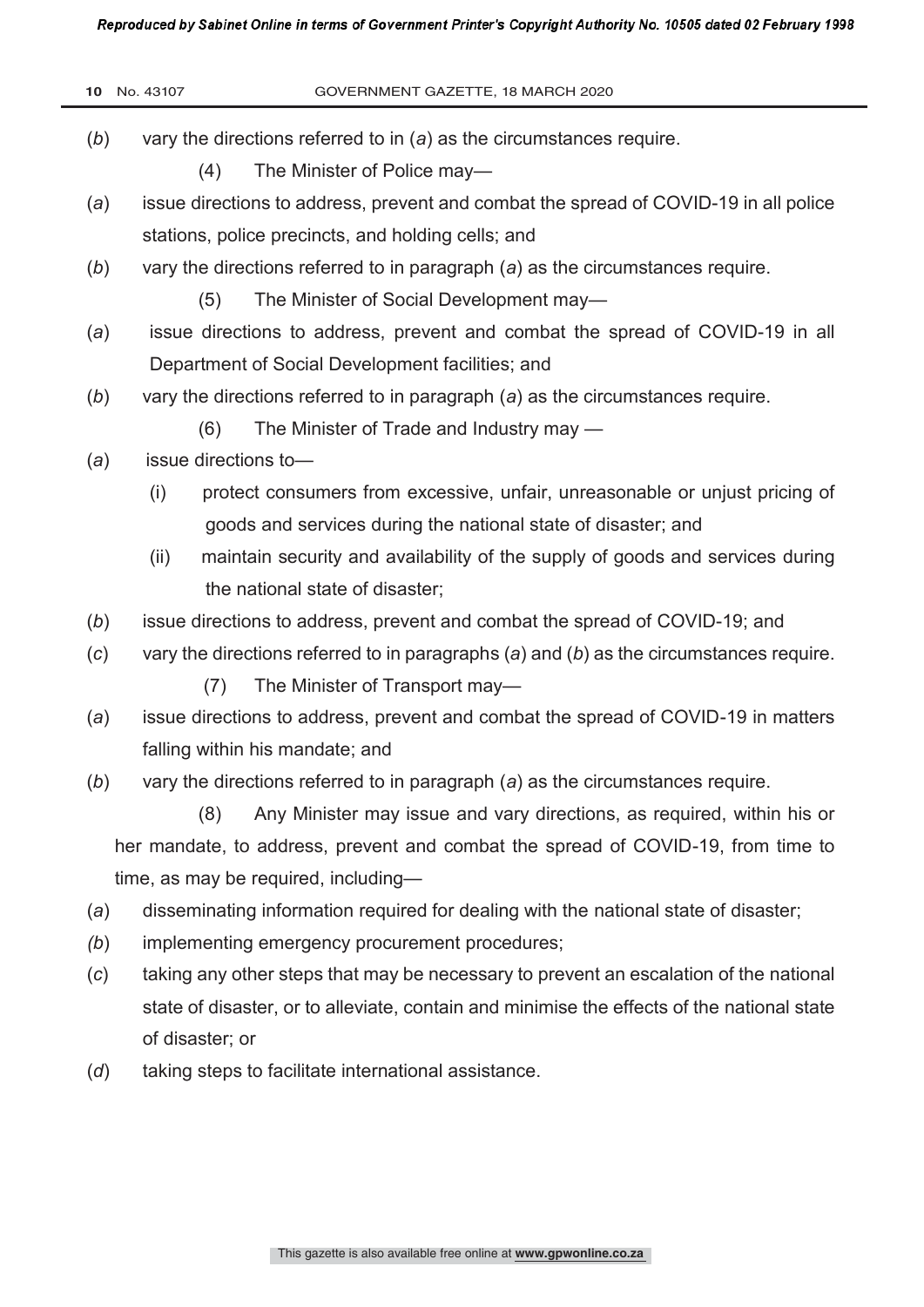(*b*) vary the directions referred to in (*a*) as the circumstances require.

(4) The Minister of Police may—

(*a*) issue directions to address, prevent and combat the spread of COVID-19 in all police stations, police precincts, and holding cells; and

(*b*) vary the directions referred to in paragraph (*a*) as the circumstances require.

(5) The Minister of Social Development may—

(*a*) issue directions to address, prevent and combat the spread of COVID-19 in all Department of Social Development facilities; and

(*b*) vary the directions referred to in paragraph (*a*) as the circumstances require.

(6) The Minister of Trade and Industry may —

(*a*) issue directions to—

(i) protect consumers from excessive, unfair, unreasonable or unjust pricing of goods and services during the national state of disaster; and

(ii) maintain security and availability of the supply of goods and services during the national state of disaster;

(*b*) issue directions to address, prevent and combat the spread of COVID-19; and

(*c*) vary the directions referred to in paragraphs (*a*) and (*b*) as the circumstances require.

(7) The Minister of Transport may—

(*a*) issue directions to address, prevent and combat the spread of COVID-19 in matters falling within his mandate; and

(*b*) vary the directions referred to in paragraph (*a*) as the circumstances require.

(8) Any Minister may issue and vary directions, as required, within his or her mandate, to address, prevent and combat the spread of COVID-19, from time to time, as may be required, including—

(*a*) disseminating information required for dealing with the national state of disaster;

(*b*) implementing emergency procurement procedures;

(*c*) taking any other steps that may be necessary to prevent an escalation of the national state of disaster, or to alleviate, contain and minimise the effects of the national state of disaster; or

(*d*) taking steps to facilitate international assistance.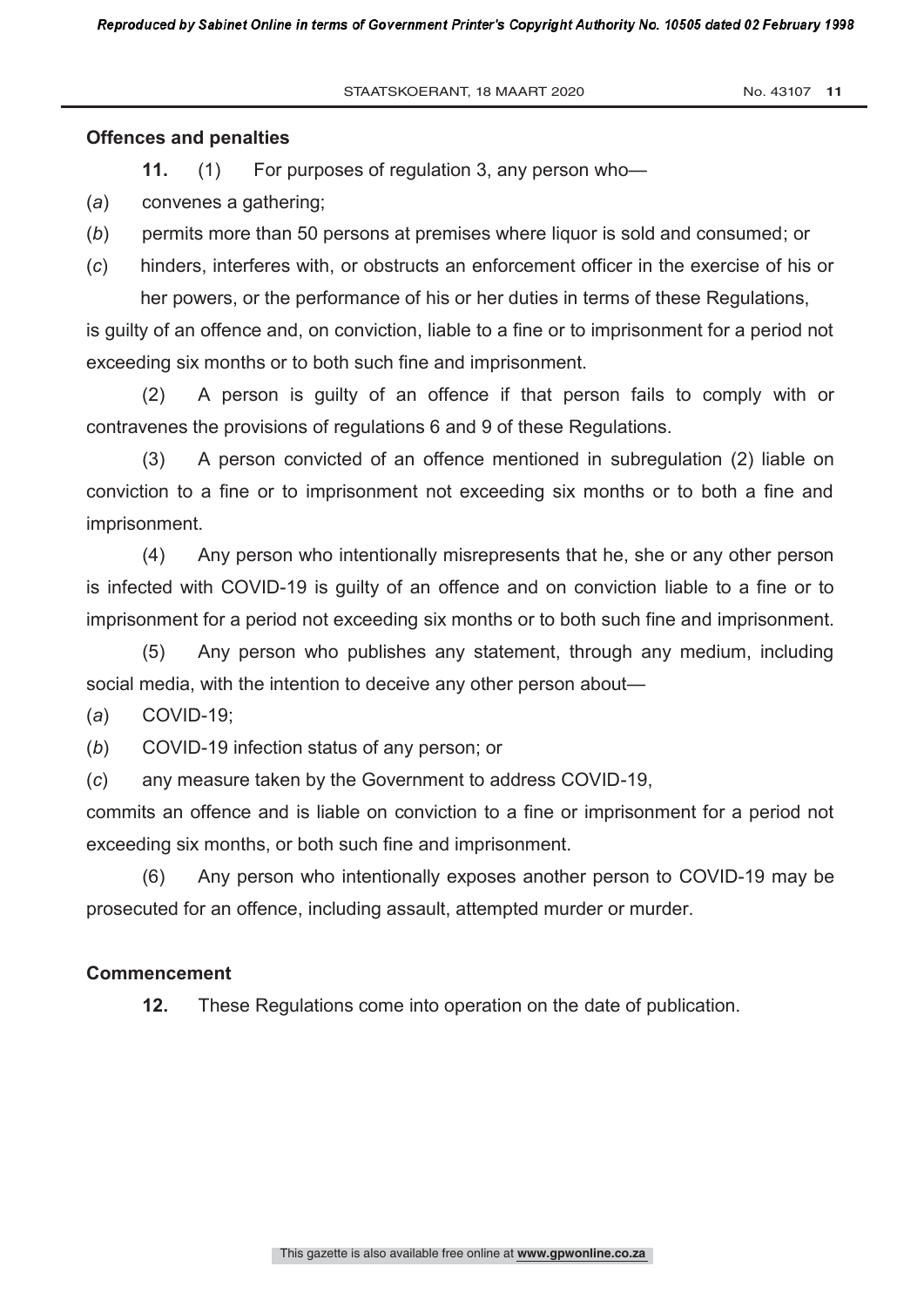**Offences and penalties**

**11.** (1) For purposes of regulation 3, any person who—

(*a*) convenes a gathering;

(*b*) permits more than 50 persons at premises where liquor is sold and consumed; or

(*c*) hinders, interferes with, or obstructs an enforcement officer in the exercise of his or her powers, or the performance of his or her duties in terms of these Regulations,

is guilty of an offence and, on conviction, liable to a fine or to imprisonment for a period not exceeding six months or to both such fine and imprisonment.

(2) A person is guilty of an offence if that person fails to comply with or contravenes the provisions of regulations 6 and 9 of these Regulations.

(3) A person convicted of an offence mentioned in subregulation (2) liable on conviction to a fine or to imprisonment not exceeding six months or to both a fine and imprisonment.

(4) Any person who intentionally misrepresents that he, she or any other person is infected with COVID-19 is guilty of an offence and on conviction liable to a fine or to imprisonment for a period not exceeding six months or to both such fine and imprisonment.

(5) Any person who publishes any statement, through any medium, including social media, with the intention to deceive any other person about—

(*a*) COVID-19;

(*b*) COVID-19 infection status of any person; or

(*c*) any measure taken by the Government to address COVID-19,

commits an offence and is liable on conviction to a fine or imprisonment for a period not exceeding six months, or both such fine and imprisonment.

(6) Any person who intentionally exposes another person to COVID-19 may be prosecuted for an offence, including assault, attempted murder or murder.

**Commencement**

**12.** These Regulations come into operation on the date of publication.